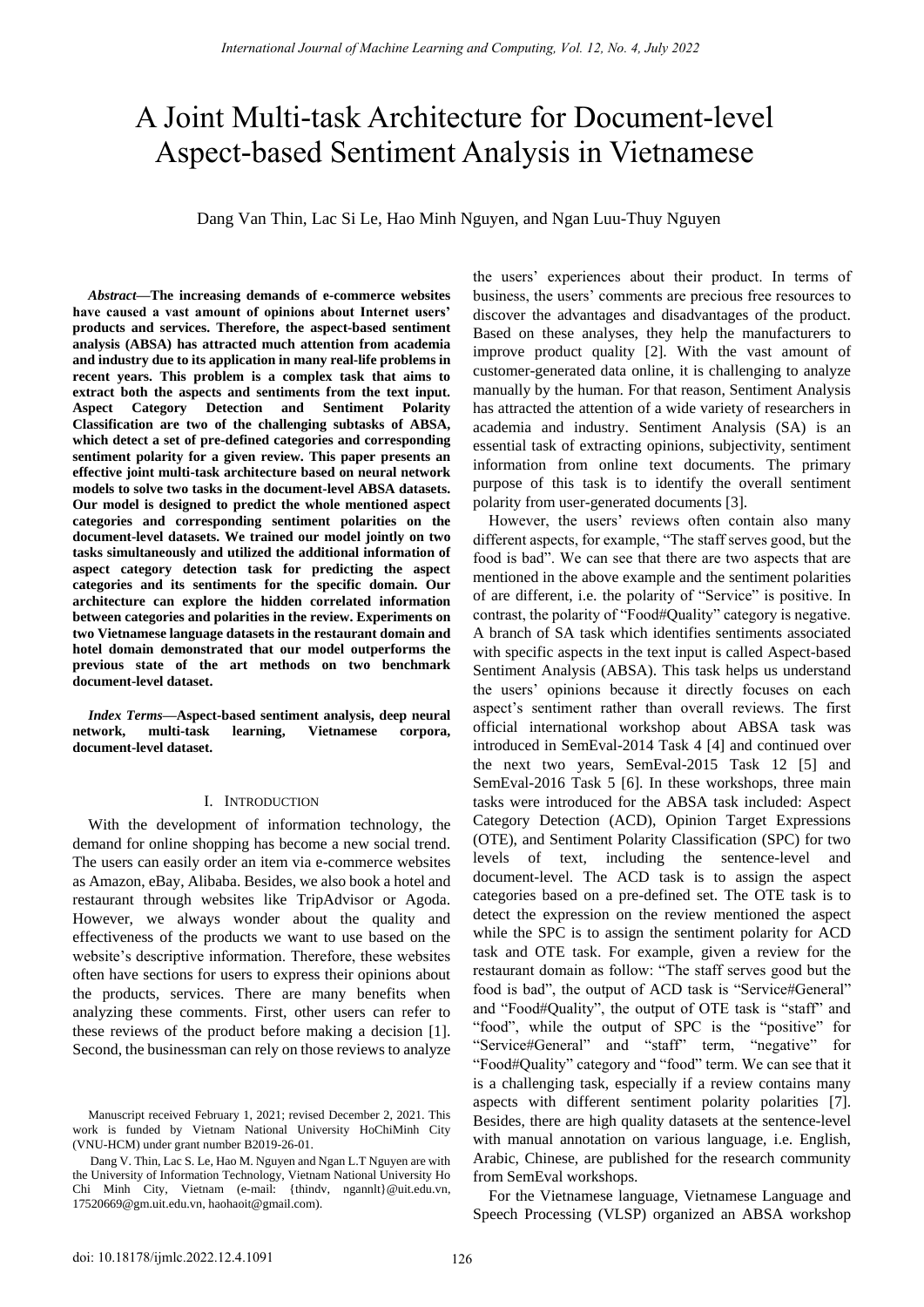# A Joint Multi-task Architecture for Document-level Aspect-based Sentiment Analysis in Vietnamese

Dang Van Thin, Lac Si Le, Hao Minh Nguyen, and Ngan Luu-Thuy Nguyen

***Abstract*—The increasing demands of e-commerce websites have caused a vast amount of opinions about Internet users' products and services. Therefore, the aspect-based sentiment analysis (ABSA) has attracted much attention from academia and industry due to its application in many real-life problems in recent years. This problem is a complex task that aims to extract both the aspects and sentiments from the text input. Aspect Category Detection and Sentiment Polarity Classification are two of the challenging subtasks of ABSA, which detect a set of pre-defined categories and corresponding sentiment polarity for a given review. This paper presents an effective joint multi-task architecture based on neural network models to solve two tasks in the document-level ABSA datasets. Our model is designed to predict the whole mentioned aspect categories and corresponding sentiment polarities on the document-level datasets. We trained our model jointly on two tasks simultaneously and utilized the additional information of aspect category detection task for predicting the aspect categories and its sentiments for the specific domain. Our architecture can explore the hidden correlated information between categories and polarities in the review. Experiments on two Vietnamese language datasets in the restaurant domain and hotel domain demonstrated that our model outperforms the previous state of the art methods on two benchmark document-level dataset.**

***Index Terms*—Aspect-based sentiment analysis, deep neural network, multi-task learning, Vietnamese corpora, document-level dataset.**

## I. Introduction

With the development of information technology, the demand for online shopping has become a new social trend. The users can easily order an item via e-commerce websites as Amazon, eBay, Alibaba. Besides, we also book a hotel and restaurant through websites like TripAdvisor or Agoda. However, we always wonder about the quality and effectiveness of the products we want to use based on the website's descriptive information. Therefore, these websites often have sections for users to express their opinions about the products, services. There are many benefits when analyzing these comments. First, other users can refer to these reviews of the product before making a decision [1]. Second, the businessman can rely on those reviews to analyze the users' experiences about their product. In terms of business, the users' comments are precious free resources to discover the advantages and disadvantages of the product. Based on these analyses, they help the manufacturers to improve product quality [2]. With the vast amount of customer-generated data online, it is challenging to analyze manually by the human. For that reason, Sentiment Analysis has attracted the attention of a wide variety of researchers in academia and industry. Sentiment Analysis (SA) is an essential task of extracting opinions, subjectivity, sentiment information from online text documents. The primary purpose of this task is to identify the overall sentiment polarity from user-generated documents [3].

However, the users' reviews often contain also many different aspects, for example, "The staff serves good, but the food is bad". We can see that there are two aspects that are mentioned in the above example and the sentiment polarities of are different, i.e. the polarity of "Service" is positive. In contrast, the polarity of "Food#Quality" category is negative. A branch of SA task which identifies sentiments associated with specific aspects in the text input is called Aspect-based Sentiment Analysis (ABSA). This task helps us understand the users' opinions because it directly focuses on each aspect's sentiment rather than overall reviews. The first official international workshop about ABSA task was introduced in SemEval-2014 Task 4 [4] and continued over the next two years, SemEval-2015 Task 12 [5] and SemEval-2016 Task 5 [6]. In these workshops, three main tasks were introduced for the ABSA task included: Aspect Category Detection (ACD), Opinion Target Expressions (OTE), and Sentiment Polarity Classification (SPC) for two levels of text, including the sentence-level and document-level. The ACD task is to assign the aspect categories based on a pre-defined set. The OTE task is to detect the expression on the review mentioned the aspect while the SPC is to assign the sentiment polarity for ACD task and OTE task. For example, given a review for the restaurant domain as follow: "The staff serves good but the food is bad", the output of ACD task is "Service#General" and "Food#Quality", the output of OTE task is "staff" and "food", while the output of SPC is the "positive" for "Service#General" and "staff" term, "negative" for "Food#Quality" category and "food" term. We can see that it is a challenging task, especially if a review contains many aspects with different sentiment polarity polarities [7]. Besides, there are high quality datasets at the sentence-level with manual annotation on various language, i.e. English, Arabic, Chinese, are published for the research community from SemEval workshops.

For the Vietnamese language, Vietnamese Language and Speech Processing (VLSP) organized an ABSA workshop

Manuscript received February 1, 2021; revised December 2, 2021. This work is funded by Vietnam National University HoChiMinh City (VNU-HCM) under grant number B2019-26-01.

Dang V. Thin, Lac S. Le, Hao M. Nguyen and Ngan L.T Nguyen are with the University of Information Technology, Vietnam National University Ho Chi Minh City, Vietnam (e-mail: {thindv, ngannlt}@uit.edu.vn, 17520669@gm.uit.edu.vn, haohaoit@gmail.com).

doi: 10.18178/ijmlc.2022.12.4.1091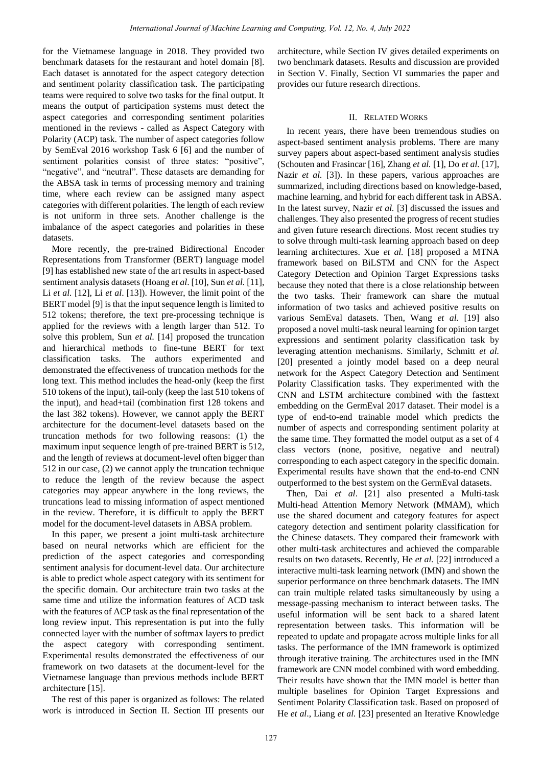for the Vietnamese language in 2018. They provided two benchmark datasets for the restaurant and hotel domain [8]. Each dataset is annotated for the aspect category detection and sentiment polarity classification task. The participating teams were required to solve two tasks for the final output. It means the output of participation systems must detect the aspect categories and corresponding sentiment polarities mentioned in the reviews - called as Aspect Category with Polarity (ACP) task. The number of aspect categories follow by SemEval 2016 workshop Task 6 [6] and the number of sentiment polarities consist of three states: "positive", "negative", and "neutral". These datasets are demanding for the ABSA task in terms of processing memory and training time, where each review can be assigned many aspect categories with different polarities. The length of each review is not uniform in three sets. Another challenge is the imbalance of the aspect categories and polarities in these datasets.

More recently, the pre-trained Bidirectional Encoder Representations from Transformer (BERT) language model [9] has established new state of the art results in aspect-based sentiment analysis datasets (Hoang *et al*. [10], Sun *et al.* [11], Li *et al.* [12], Li *et al*. [13]). However, the limit point of the BERT model [9] is that the input sequence length is limited to 512 tokens; therefore, the text pre-processing technique is applied for the reviews with a length larger than 512. To solve this problem, Sun *et al.* [14] proposed the truncation and hierarchical methods to fine-tune BERT for text classification tasks. The authors experimented and demonstrated the effectiveness of truncation methods for the long text. This method includes the head-only (keep the first 510 tokens of the input), tail-only (keep the last 510 tokens of the input), and head+tail (combination first 128 tokens and the last 382 tokens). However, we cannot apply the BERT architecture for the document-level datasets based on the truncation methods for two following reasons: (1) the maximum input sequence length of pre-trained BERT is 512, and the length of reviews at document-level often bigger than 512 in our case, (2) we cannot apply the truncation technique to reduce the length of the review because the aspect categories may appear anywhere in the long reviews, the truncations lead to missing information of aspect mentioned in the review. Therefore, it is difficult to apply the BERT model for the document-level datasets in ABSA problem.

In this paper, we present a joint multi-task architecture based on neural networks which are efficient for the prediction of the aspect categories and corresponding sentiment analysis for document-level data. Our architecture is able to predict whole aspect category with its sentiment for the specific domain. Our architecture train two tasks at the same time and utilize the information features of ACD task with the features of ACP task as the final representation of the long review input. This representation is put into the fully connected layer with the number of softmax layers to predict the aspect category with corresponding sentiment. Experimental results demonstrated the effectiveness of our framework on two datasets at the document-level for the Vietnamese language than previous methods include BERT architecture [15].

The rest of this paper is organized as follows: The related work is introduced in Section II. Section III presents our architecture, while Section IV gives detailed experiments on two benchmark datasets. Results and discussion are provided in Section V. Finally, Section VI summaries the paper and provides our future research directions.

## II. Related Works

In recent years, there have been tremendous studies on aspect-based sentiment analysis problems. There are many survey papers about aspect-based sentiment analysis studies (Schouten and Frasincar [16], Zhang *et al.* [1], Do *et al.* [17], Nazir *et al.* [3]). In these papers, various approaches are summarized, including directions based on knowledge-based, machine learning, and hybrid for each different task in ABSA. In the latest survey, Nazir *et al.* [3] discussed the issues and challenges. They also presented the progress of recent studies and given future research directions. Most recent studies try to solve through multi-task learning approach based on deep learning architectures. Xue *et al.* [18] proposed a MTNA framework based on BiLSTM and CNN for the Aspect Category Detection and Opinion Target Expressions tasks because they noted that there is a close relationship between the two tasks. Their framework can share the mutual information of two tasks and achieved positive results on various SemEval datasets. Then, Wang *et al.* [19] also proposed a novel multi-task neural learning for opinion target expressions and sentiment polarity classification task by leveraging attention mechanisms. Similarly, Schmitt *et al.* [20] presented a jointly model based on a deep neural network for the Aspect Category Detection and Sentiment Polarity Classification tasks. They experimented with the CNN and LSTM architecture combined with the fasttext embedding on the GermEval 2017 dataset. Their model is a type of end-to-end trainable model which predicts the number of aspects and corresponding sentiment polarity at the same time. They formatted the model output as a set of 4 class vectors (none, positive, negative and neutral) corresponding to each aspect category in the specific domain. Experimental results have shown that the end-to-end CNN outperformed to the best system on the GermEval datasets.

Then, Dai *et al*. [21] also presented a Multi-task Multi-head Attention Memory Network (MMAM), which use the shared document and category features for aspect category detection and sentiment polarity classification for the Chinese datasets. They compared their framework with other multi-task architectures and achieved the comparable results on two datasets. Recently, He *et al.* [22] introduced a interactive multi-task learning network (IMN) and shown the superior performance on three benchmark datasets. The IMN can train multiple related tasks simultaneously by using a message-passing mechanism to interact between tasks. The useful information will be sent back to a shared latent representation between tasks. This information will be repeated to update and propagate across multiple links for all tasks. The performance of the IMN framework is optimized through iterative training. The architectures used in the IMN framework are CNN model combined with word embedding. Their results have shown that the IMN model is better than multiple baselines for Opinion Target Expressions and Sentiment Polarity Classification task. Based on proposed of He *et al*., Liang *et al.* [23] presented an Iterative Knowledge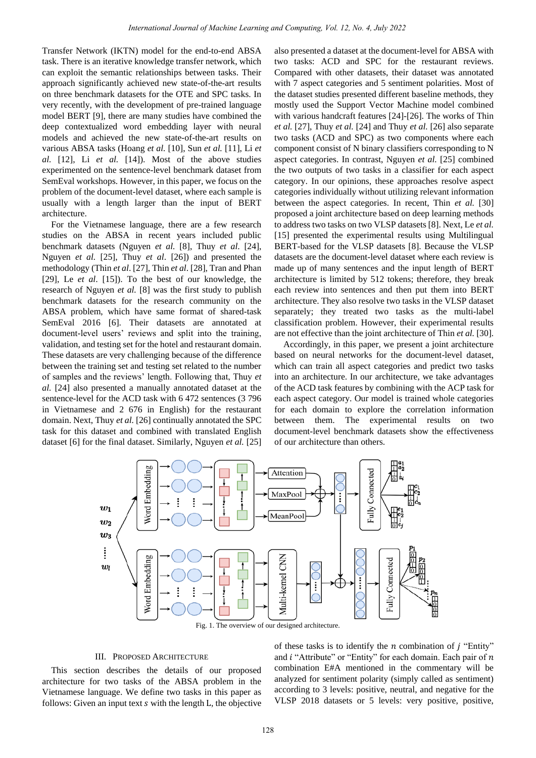Transfer Network (IKTN) model for the end-to-end ABSA task. There is an iterative knowledge transfer network, which can exploit the semantic relationships between tasks. Their approach significantly achieved new state-of-the-art results on three benchmark datasets for the OTE and SPC tasks. In very recently, with the development of pre-trained language model BERT [9], there are many studies have combined the deep contextualized word embedding layer with neural models and achieved the new state-of-the-art results on various ABSA tasks (Hoang *et al.* [10], Sun *et al.* [11], Li *et al.* [12], Li *et al.* [14]). Most of the above studies experimented on the sentence-level benchmark dataset from SemEval workshops. However, in this paper, we focus on the problem of the document-level dataset, where each sample is usually with a length larger than the input of BERT architecture.

For the Vietnamese language, there are a few research studies on the ABSA in recent years included public benchmark datasets (Nguyen *et al.* [8], Thuy *et al.* [24], Nguyen *et al.* [25], Thuy *et al.* [26]) and presented the methodology (Thin *et al.* [27], Thin *et al.* [28], Tran and Phan [29], Le *et al.* [15]). To the best of our knowledge, the research of Nguyen *et al.* [8] was the first study to publish benchmark datasets for the research community on the ABSA problem, which have same format of shared-task SemEval 2016 [6]. Their datasets are annotated at document-level users' reviews and split into the training, validation, and testing set for the hotel and restaurant domain. These datasets are very challenging because of the difference between the training set and testing set related to the number of samples and the reviews' length. Following that, Thuy *et al.* [24] also presented a manually annotated dataset at the sentence-level for the ACD task with 6 472 sentences (3 796 in Vietnamese and 2 676 in English) for the restaurant domain. Next, Thuy *et al.* [26] continually annotated the SPC task for this dataset and combined with translated English dataset [6] for the final dataset. Similarly, Nguyen *et al.* [25] also presented a dataset at the document-level for ABSA with two tasks: ACD and SPC for the restaurant reviews. Compared with other datasets, their dataset was annotated with 7 aspect categories and 5 sentiment polarities. Most of the dataset studies presented different baseline methods, they mostly used the Support Vector Machine model combined with various handcraft features [24]-[26]. The works of Thin *et al.* [27], Thuy *et al.* [24] and Thuy *et al.* [26] also separate two tasks (ACD and SPC) as two components where each component consist of N binary classifiers corresponding to N aspect categories. In contrast, Nguyen *et al.* [25] combined the two outputs of two tasks in a classifier for each aspect category. In our opinions, these approaches resolve aspect categories individually without utilizing relevant information between the aspect categories. In recent, Thin *et al.* [30] proposed a joint architecture based on deep learning methods to address two tasks on two VLSP datasets [8]. Next, Le *et al.* [15] presented the experimental results using Multilingual BERT-based for the VLSP datasets [8]. Because the VLSP datasets are the document-level dataset where each review is made up of many sentences and the input length of BERT architecture is limited by 512 tokens; therefore, they break each review into sentences and then put them into BERT architecture. They also resolve two tasks in the VLSP dataset separately; they treated two tasks as the multi-label classification problem. However, their experimental results are not effective than the joint architecture of Thin *et al.* [30].

Accordingly, in this paper, we present a joint architecture based on neural networks for the document-level dataset, which can train all aspect categories and predict two tasks into an architecture. In our architecture, we take advantages of the ACD task features by combining with the ACP task for each aspect category. Our model is trained whole categories for each domain to explore the correlation information between them. The experimental results on two document-level benchmark datasets show the effectiveness of our architecture than others.

Fig. 1. The overview of our designed architecture.

## III. Proposed Architecture

This section describes the details of our proposed architecture for two tasks of the ABSA problem in the Vietnamese language. We define two tasks in this paper as follows: Given an input text $s$ with the length L, the objective of these tasks is to identify the $n$ combination of $j$ "Entity" and $i$ "Attribute" or "Entity" for each domain. Each pair of $n$ combination E#A mentioned in the commentary will be analyzed for sentiment polarity (simply called as sentiment) according to 3 levels: positive, neutral, and negative for the VLSP 2018 datasets or 5 levels: very positive, positive,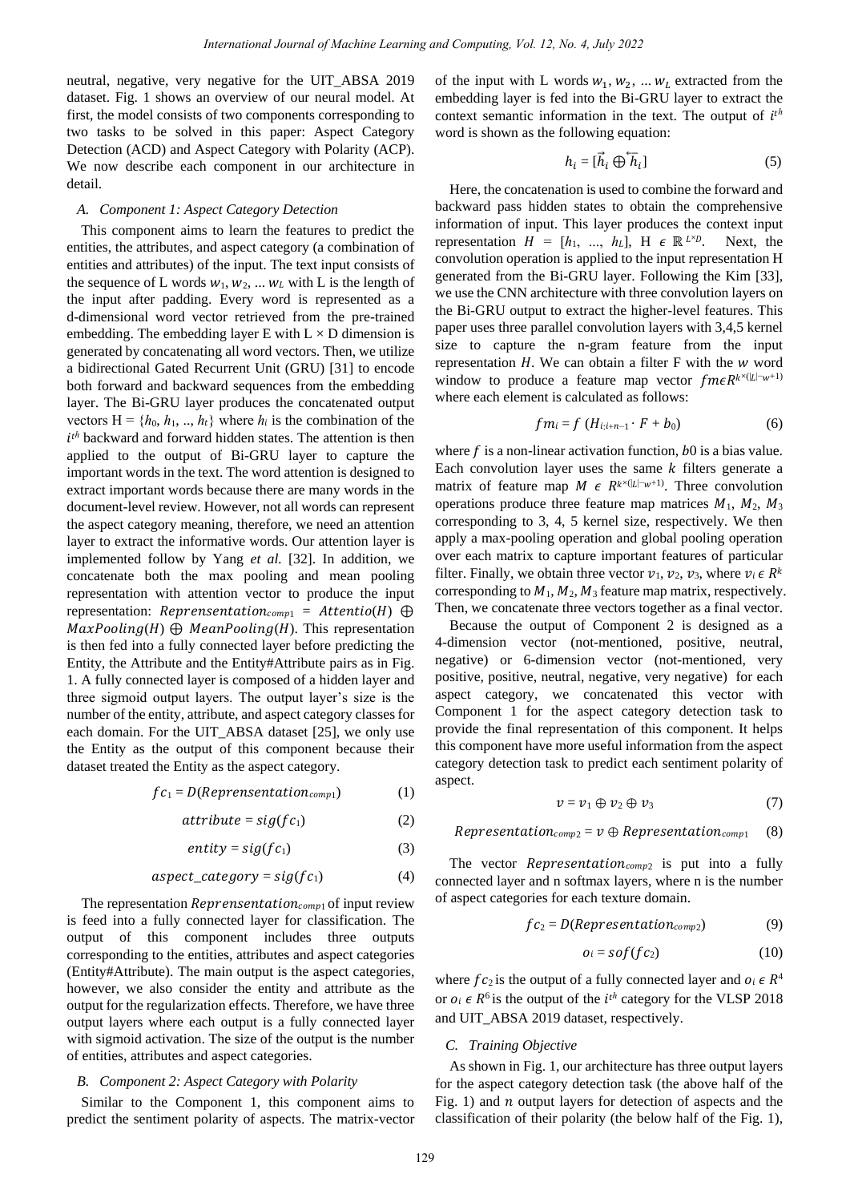neutral, negative, very negative for the UIT_ABSA 2019 dataset. Fig. 1 shows an overview of our neural model. At first, the model consists of two components corresponding to two tasks to be solved in this paper: Aspect Category Detection (ACD) and Aspect Category with Polarity (ACP). We now describe each component in our architecture in detail.

### A. Component 1: Aspect Category Detection

This component aims to learn the features to predict the entities, the attributes, and aspect category (a combination of entities and attributes) of the input. The text input consists of the sequence of L words $w_1, w_2, ... w_L$ with L is the length of the input after padding. Every word is represented as a d-dimensional word vector retrieved from the pre-trained embedding. The embedding layer E with L × D dimension is generated by concatenating all word vectors. Then, we utilize a bidirectional Gated Recurrent Unit (GRU) [31] to encode both forward and backward sequences from the embedding layer. The Bi-GRU layer produces the concatenated output vectors $H = \{h_0, h_1, .., h_t\}$ where $h_i$ is the combination of the $i^{th}$ backward and forward hidden states. The attention is then applied to the output of Bi-GRU layer to capture the important words in the text. The word attention is designed to extract important words because there are many words in the document-level review. However, not all words can represent the aspect category meaning, therefore, we need an attention layer to extract the informative words. Our attention layer is implemented follow by Yang *et al.* [32]. In addition, we concatenate both the max pooling and mean pooling representation with attention vector to produce the input representation: $Reprensentation_{comp1} = Attentio(H) \oplus MaxPooling(H) \oplus MeanPooling(H)$. This representation is then fed into a fully connected layer before predicting the Entity, the Attribute and the Entity#Attribute pairs as in Fig. 1. A fully connected layer is composed of a hidden layer and three sigmoid output layers. The output layer's size is the number of the entity, attribute, and aspect category classes for each domain. For the UIT_ABSA dataset [25], we only use the Entity as the output of this component because their dataset treated the Entity as the aspect category.

$$fc_1 = D(Reprensentation_{comp1}) \tag{1}$$

$$attribute = sig(fc_1) \tag{2}$$

$$entity = sig(fc_1) \tag{3}$$

$$aspect\_category = sig(fc_1) \tag{4}$$

The representation $Reprensentation_{comp1}$ of input review is feed into a fully connected layer for classification. The output of this component includes three outputs corresponding to the entities, attributes and aspect categories (Entity#Attribute). The main output is the aspect categories, however, we also consider the entity and attribute as the output for the regularization effects. Therefore, we have three output layers where each output is a fully connected layer with sigmoid activation. The size of the output is the number of entities, attributes and aspect categories.

### B. Component 2: Aspect Category with Polarity

Similar to the Component 1, this component aims to predict the sentiment polarity of aspects. The matrix-vector of the input with L words $w_1, w_2, ... w_L$ extracted from the embedding layer is fed into the Bi-GRU layer to extract the context semantic information in the text. The output of $i^{th}$ word is shown as the following equation:

$$h_i = [\vec{h}_i \oplus \overleftarrow{h}_i] \tag{5}$$

Here, the concatenation is used to combine the forward and backward pass hidden states to obtain the comprehensive information of input. This layer produces the context input representation $H = [h_1, ..., h_L]$, $H \in \mathbb{R}^{L \times D}$. Next, the convolution operation is applied to the input representation H generated from the Bi-GRU layer. Following the Kim [33], we use the CNN architecture with three convolution layers on the Bi-GRU output to extract the higher-level features. This paper uses three parallel convolution layers with 3,4,5 kernel size to capture the n-gram feature from the input representation $H$. We can obtain a filter F with the $w$ word window to produce a feature map vector $fm \epsilon R^{k \times (|L|-w+1)}$ where each element is calculated as follows:

$$fm_i = f\ (H_{i:i+n-1} \cdot F + b_0) \tag{6}$$

where $f$ is a non-linear activation function, $b0$ is a bias value. Each convolution layer uses the same $k$ filters generate a matrix of feature map $M \ \epsilon \ R^{k \times (|L|-w+1)}$. Three convolution operations produce three feature map matrices $M_1$, $M_2$, $M_3$ corresponding to 3, 4, 5 kernel size, respectively. We then apply a max-pooling operation and global pooling operation over each matrix to capture important features of particular filter. Finally, we obtain three vector $v_1$, $v_2$, $v_3$, where $v_i \ \epsilon \ R^k$ corresponding to $M_1$, $M_2$, $M_3$ feature map matrix, respectively. Then, we concatenate three vectors together as a final vector.

Because the output of Component 2 is designed as a 4-dimension vector (not-mentioned, positive, neutral, negative) or 6-dimension vector (not-mentioned, very positive, positive, neutral, negative, very negative) for each aspect category, we concatenated this vector with Component 1 for the aspect category detection task to provide the final representation of this component. It helps this component have more useful information from the aspect category detection task to predict each sentiment polarity of aspect.

$$v = v_1 \oplus v_2 \oplus v_3 \tag{7}$$

$$Representation_{comp2} = v \oplus Representation_{comp1} \tag{8}$$

The vector $Representation_{comp2}$ is put into a fully connected layer and n softmax layers, where n is the number of aspect categories for each texture domain.

$$fc_2 = D(Representation_{comp2}) \tag{9}$$

$$o_i = sof(fc_2) \tag{10}$$

where $fc_2$ is the output of a fully connected layer and $o_i \ \epsilon \ R^4$ or $o_i \ \epsilon \ R^6$ is the output of the $i^{th}$ category for the VLSP 2018 and UIT_ABSA 2019 dataset, respectively.

### C. Training Objective

As shown in Fig. 1, our architecture has three output layers for the aspect category detection task (the above half of the Fig. 1) and $n$ output layers for detection of aspects and the classification of their polarity (the below half of the Fig. 1),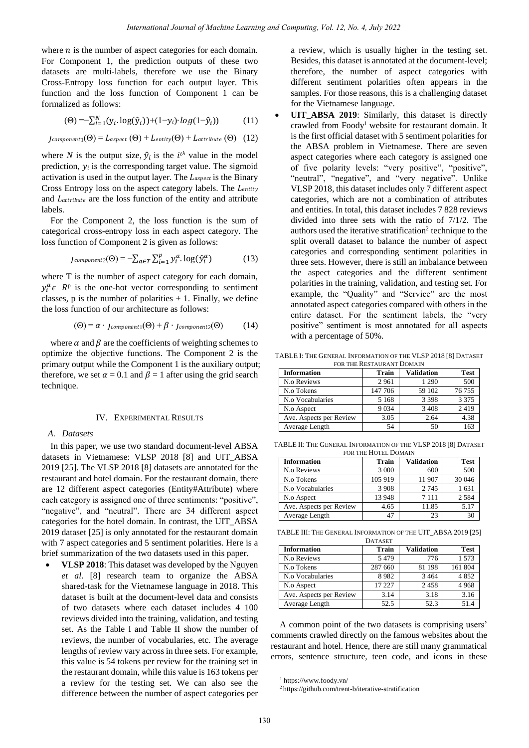where $n$ is the number of aspect categories for each domain. For Component 1, the prediction outputs of these two datasets are multi-labels, therefore we use the Binary Cross-Entropy loss function for each output layer. This function and the loss function of Component 1 can be formalized as follows:

$$(\Theta) = -\sum_{i=1}^{N}(y_i.\log(\hat{y}_i)) + (1-y_i)\cdot log(1-\hat{y}_i)) \qquad (11)$$

$$J_{component1}(\Theta) = L_{aspect}(\Theta) + L_{entity}(\Theta) + L_{attribute}(\Theta) \quad (12)$$

where $N$ is the output size, $\hat{y}_i$ is the $i^{th}$ value in the model prediction, $y_i$ is the corresponding target value. The sigmoid activation is used in the output layer. The $L_{aspect}$ is the Binary Cross Entropy loss on the aspect category labels. The $L_{entity}$ and $L_{attribute}$ are the loss function of the entity and attribute labels.

For the Component 2, the loss function is the sum of categorical cross-entropy loss in each aspect category. The loss function of Component 2 is given as follows:

$$J_{component2}(\Theta) = -\sum_{a\in T}\sum_{i=1}^{p} y_i^a.\log(\hat{y}_i^a) \qquad (13)$$

where T is the number of aspect category for each domain, $y_i^a \epsilon\ R^p$ is the one-hot vector corresponding to sentiment classes, p is the number of polarities + 1. Finally, we define the loss function of our architecture as follows:

$$(\Theta) = \alpha \cdot J_{component1}(\Theta) + \beta \cdot J_{component2}(\Theta) \qquad (14)$$

where $\alpha$ and $\beta$ are the coefficients of weighting schemes to optimize the objective functions. The Component 2 is the primary output while the Component 1 is the auxiliary output; therefore, we set $\alpha = 0.1$ and $\beta = 1$ after using the grid search technique.

## IV. Experimental Results

### A. Datasets

In this paper, we use two standard document-level ABSA datasets in Vietnamese: VLSP 2018 [8] and UIT_ABSA 2019 [25]. The VLSP 2018 [8] datasets are annotated for the restaurant and hotel domain. For the restaurant domain, there are 12 different aspect categories (Entity#Attribute) where each category is assigned one of three sentiments: "positive", "negative", and "neutral". There are 34 different aspect categories for the hotel domain. In contrast, the UIT_ABSA 2019 dataset [25] is only annotated for the restaurant domain with 7 aspect categories and 5 sentiment polarities. Here is a brief summarization of the two datasets used in this paper.

- **VLSP 2018**: This dataset was developed by the Nguyen *et al.* [8] research team to organize the ABSA shared-task for the Vietnamese language in 2018. This dataset is built at the document-level data and consists of two datasets where each dataset includes 4 100 reviews divided into the training, validation, and testing set. As the Table I and Table II show the number of reviews, the number of vocabularies, etc. The average lengths of review vary across in three sets. For example, this value is 54 tokens per review for the training set in the restaurant domain, while this value is 163 tokens per a review for the testing set. We can also see the difference between the number of aspect categories per a review, which is usually higher in the testing set. Besides, this dataset is annotated at the document-level; therefore, the number of aspect categories with different sentiment polarities often appears in the samples. For those reasons, this is a challenging dataset for the Vietnamese language.
- **UIT_ABSA 2019**: Similarly, this dataset is directly crawled from Foody[1] website for restaurant domain. It is the first official dataset with 5 sentiment polarities for the ABSA problem in Vietnamese. There are seven aspect categories where each category is assigned one of five polarity levels: "very positive", "positive", "neutral", "negative", and "very negative". Unlike VLSP 2018, this dataset includes only 7 different aspect categories, which are not a combination of attributes and entities. In total, this dataset includes 7 828 reviews divided into three sets with the ratio of 7/1/2. The authors used the iterative stratification[2] technique to the split overall dataset to balance the number of aspect categories and corresponding sentiment polarities in three sets. However, there is still an imbalance between the aspect categories and the different sentiment polarities in the training, validation, and testing set. For example, the "Quality" and "Service" are the most annotated aspect categories compared with others in the entire dataset. For the sentiment labels, the "very positive" sentiment is most annotated for all aspects with a percentage of 50%.

TABLE I: The General Information of the VLSP 2018 [8] Dataset for the Restaurant Domain

| Information | Train | Validation | Test |
|---|---|---|---|
| N.o Reviews | 2 961 | 1 290 | 500 |
| N.o Tokens | 147 706 | 59 102 | 76 755 |
| N.o Vocabularies | 5 168 | 3 398 | 3 375 |
| N.o Aspect | 9 034 | 3 408 | 2 419 |
| Ave. Aspects per Review | 3.05 | 2.64 | 4.38 |
| Average Length | 54 | 50 | 163 |

TABLE II: The General Information of the VLSP 2018 [8] Dataset for the Hotel Domain

| Information | Train | Validation | Test |
|---|---|---|---|
| N.o Reviews | 3 000 | 600 | 500 |
| N.o Tokens | 105 919 | 11 907 | 30 046 |
| N.o Vocabularies | 3 908 | 2 745 | 1 631 |
| N.o Aspect | 13 948 | 7 111 | 2 584 |
| Ave. Aspects per Review | 4.65 | 11.85 | 5.17 |
| Average Length | 47 | 23 | 30 |

TABLE III: The General Information of the UIT_ABSA 2019 [25] Dataset

| Information | Train | Validation | Test |
|---|---|---|---|
| N.o Reviews | 5 479 | 776 | 1 573 |
| N.o Tokens | 287 660 | 81 198 | 161 804 |
| N.o Vocabularies | 8 982 | 3 464 | 4 852 |
| N.o Aspect | 17 227 | 2 458 | 4 968 |
| Ave. Aspects per Review | 3.14 | 3.18 | 3.16 |
| Average Length | 52.5 | 52.3 | 51.4 |

A common point of the two datasets is comprising users' comments crawled directly on the famous websites about the restaurant and hotel. Hence, there are still many grammatical errors, sentence structure, teen code, and icons in these

[1] https://www.foody.vn/

[2] https://github.com/trent-b/iterative-stratification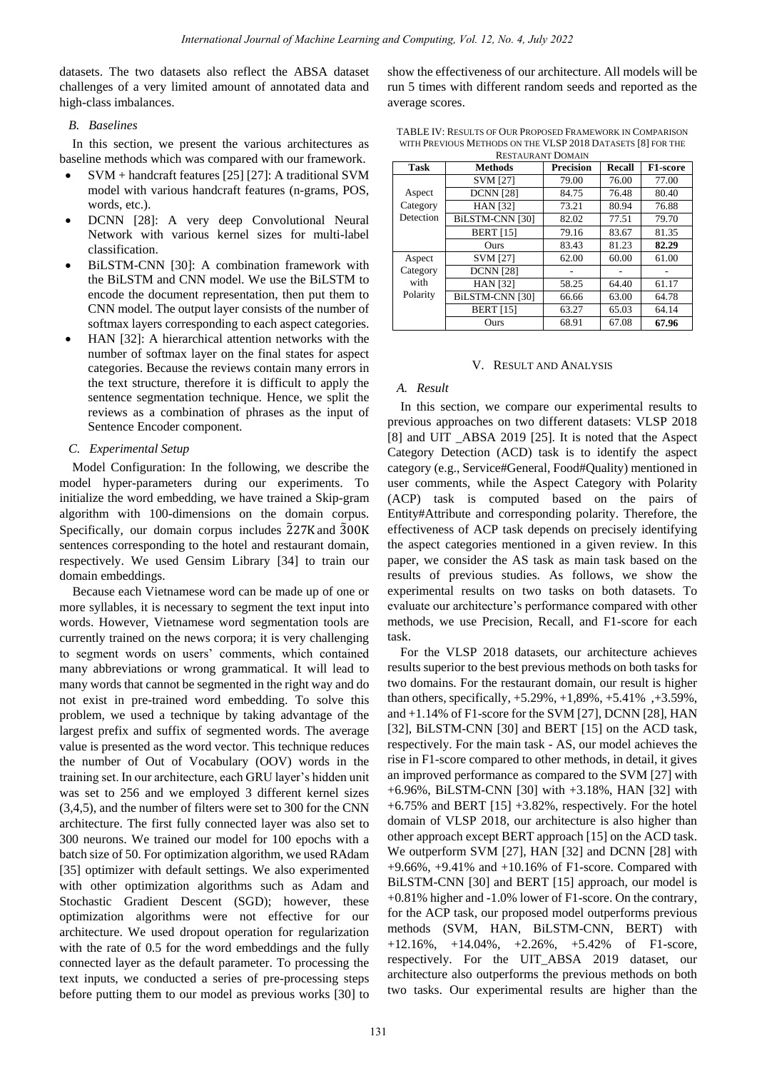datasets. The two datasets also reflect the ABSA dataset challenges of a very limited amount of annotated data and high-class imbalances.

### B. Baselines

In this section, we present the various architectures as baseline methods which was compared with our framework.

- SVM + handcraft features [25] [27]: A traditional SVM model with various handcraft features (n-grams, POS, words, etc.).
- DCNN [28]: A very deep Convolutional Neural Network with various kernel sizes for multi-label classification.
- BiLSTM-CNN [30]: A combination framework with the BiLSTM and CNN model. We use the BiLSTM to encode the document representation, then put them to CNN model. The output layer consists of the number of softmax layers corresponding to each aspect categories.
- HAN [32]: A hierarchical attention networks with the number of softmax layer on the final states for aspect categories. Because the reviews contain many errors in the text structure, therefore it is difficult to apply the sentence segmentation technique. Hence, we split the reviews as a combination of phrases as the input of Sentence Encoder component.

### C. Experimental Setup

Model Configuration: In the following, we describe the model hyper-parameters during our experiments. To initialize the word embedding, we have trained a Skip-gram algorithm with 100-dimensions on the domain corpus. Specifically, our domain corpus includes $\tilde{2}27K$ and $\tilde{3}00K$ sentences corresponding to the hotel and restaurant domain, respectively. We used Gensim Library [34] to train our domain embeddings.

Because each Vietnamese word can be made up of one or more syllables, it is necessary to segment the text input into words. However, Vietnamese word segmentation tools are currently trained on the news corpora; it is very challenging to segment words on users' comments, which contained many abbreviations or wrong grammatical. It will lead to many words that cannot be segmented in the right way and do not exist in pre-trained word embedding. To solve this problem, we used a technique by taking advantage of the largest prefix and suffix of segmented words. The average value is presented as the word vector. This technique reduces the number of Out of Vocabulary (OOV) words in the training set. In our architecture, each GRU layer's hidden unit was set to 256 and we employed 3 different kernel sizes (3,4,5), and the number of filters were set to 300 for the CNN architecture. The first fully connected layer was also set to 300 neurons. We trained our model for 100 epochs with a batch size of 50. For optimization algorithm, we used RAdam [35] optimizer with default settings. We also experimented with other optimization algorithms such as Adam and Stochastic Gradient Descent (SGD); however, these optimization algorithms were not effective for our architecture. We used dropout operation for regularization with the rate of 0.5 for the word embeddings and the fully connected layer as the default parameter. To processing the text inputs, we conducted a series of pre-processing steps before putting them to our model as previous works [30] to show the effectiveness of our architecture. All models will be run 5 times with different random seeds and reported as the average scores.

TABLE IV: RESULTS OF OUR PROPOSED FRAMEWORK IN COMPARISON WITH PREVIOUS METHODS ON THE VLSP 2018 DATASETS [8] FOR THE RESTAURANT DOMAIN

| Task | Methods | Precision | Recall | F1-score |
|---|---|---|---|---|
| Aspect Category Detection | SVM [27] | 79.00 | 76.00 | 77.00 |
| | DCNN [28] | 84.75 | 76.48 | 80.40 |
| | HAN [32] | 73.21 | 80.94 | 76.88 |
| | BiLSTM-CNN [30] | 82.02 | 77.51 | 79.70 |
| | BERT [15] | 79.16 | 83.67 | 81.35 |
| | Ours | 83.43 | 81.23 | **82.29** |
| Aspect Category with Polarity | SVM [27] | 62.00 | 60.00 | 61.00 |
| | DCNN [28] | - | - | - |
| | HAN [32] | 58.25 | 64.40 | 61.17 |
| | BiLSTM-CNN [30] | 66.66 | 63.00 | 64.78 |
| | BERT [15] | 63.27 | 65.03 | 64.14 |
| | Ours | 68.91 | 67.08 | **67.96** |

## V. RESULT AND ANALYSIS

### A. Result

In this section, we compare our experimental results to previous approaches on two different datasets: VLSP 2018 [8] and UIT _ABSA 2019 [25]. It is noted that the Aspect Category Detection (ACD) task is to identify the aspect category (e.g., Service#General, Food#Quality) mentioned in user comments, while the Aspect Category with Polarity (ACP) task is computed based on the pairs of Entity#Attribute and corresponding polarity. Therefore, the effectiveness of ACP task depends on precisely identifying the aspect categories mentioned in a given review. In this paper, we consider the AS task as main task based on the results of previous studies. As follows, we show the experimental results on two tasks on both datasets. To evaluate our architecture's performance compared with other methods, we use Precision, Recall, and F1-score for each task.

For the VLSP 2018 datasets, our architecture achieves results superior to the best previous methods on both tasks for two domains. For the restaurant domain, our result is higher than others, specifically, +5.29%, +1,89%, +5.41% ,+3.59%, and +1.14% of F1-score for the SVM [27], DCNN [28], HAN [32], BiLSTM-CNN [30] and BERT [15] on the ACD task, respectively. For the main task - AS, our model achieves the rise in F1-score compared to other methods, in detail, it gives an improved performance as compared to the SVM [27] with +6.96%, BiLSTM-CNN [30] with +3.18%, HAN [32] with +6.75% and BERT [15] +3.82%, respectively. For the hotel domain of VLSP 2018, our architecture is also higher than other approach except BERT approach [15] on the ACD task. We outperform SVM [27], HAN [32] and DCNN [28] with +9.66%, +9.41% and +10.16% of F1-score. Compared with BiLSTM-CNN [30] and BERT [15] approach, our model is +0.81% higher and -1.0% lower of F1-score. On the contrary, for the ACP task, our proposed model outperforms previous methods (SVM, HAN, BiLSTM-CNN, BERT) with +12.16%, +14.04%, +2.26%, +5.42% of F1-score, respectively. For the UIT_ABSA 2019 dataset, our architecture also outperforms the previous methods on both two tasks. Our experimental results are higher than the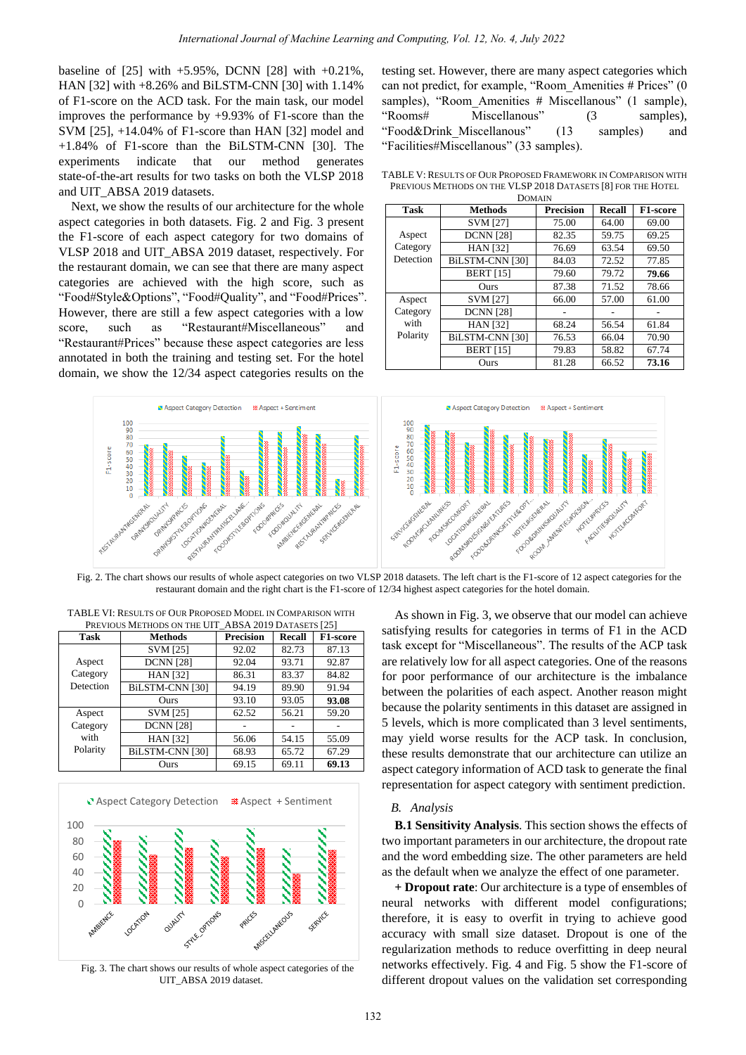baseline of [25] with +5.95%, DCNN [28] with +0.21%, HAN [32] with +8.26% and BiLSTM-CNN [30] with 1.14% of F1-score on the ACD task. For the main task, our model improves the performance by +9.93% of F1-score than the SVM [25], +14.04% of F1-score than HAN [32] model and +1.84% of F1-score than the BiLSTM-CNN [30]. The experiments indicate that our method generates state-of-the-art results for two tasks on both the VLSP 2018 and UIT_ABSA 2019 datasets.

Next, we show the results of our architecture for the whole aspect categories in both datasets. Fig. 2 and Fig. 3 present the F1-score of each aspect category for two domains of VLSP 2018 and UIT_ABSA 2019 dataset, respectively. For the restaurant domain, we can see that there are many aspect categories are achieved with the high score, such as "Food#Style&Options", "Food#Quality", and "Food#Prices". However, there are still a few aspect categories with a low score, such as "Restaurant#Miscellaneous" and "Restaurant#Prices" because these aspect categories are less annotated in both the training and testing set. For the hotel domain, we show the 12/34 aspect categories results on the testing set. However, there are many aspect categories which can not predict, for example, "Room_Amenities # Prices" (0 samples), "Room_Amenities # Miscellanous" (1 sample), "Rooms# Miscellanous" (3 samples), "Food&Drink_Miscellanous" (13 samples) and "Facilities#Miscellanous" (33 samples).

TABLE V: RESULTS OF OUR PROPOSED FRAMEWORK IN COMPARISON WITH PREVIOUS METHODS ON THE VLSP 2018 DATASETS [8] FOR THE HOTEL DOMAIN

| Task | Methods | Precision | Recall | F1-score |
|---|---|---|---|---|
| Aspect Category Detection | SVM [27] | 75.00 | 64.00 | 69.00 |
| | DCNN [28] | 82.35 | 59.75 | 69.25 |
| | HAN [32] | 76.69 | 63.54 | 69.50 |
| | BiLSTM-CNN [30] | 84.03 | 72.52 | 77.85 |
| | BERT [15] | 79.60 | 79.72 | **79.66** |
| | Ours | 87.38 | 71.52 | 78.66 |
| Aspect Category with Polarity | SVM [27] | 66.00 | 57.00 | 61.00 |
| | DCNN [28] | - | - | - |
| | HAN [32] | 68.24 | 56.54 | 61.84 |
| | BiLSTM-CNN [30] | 76.53 | 66.04 | 70.90 |
| | BERT [15] | 79.83 | 58.82 | 67.74 |
| | Ours | 81.28 | 66.52 | **73.16** |

Fig. 2. The chart shows our results of whole aspect categories on two VLSP 2018 datasets. The left chart is the F1-score of 12 aspect categories for the restaurant domain and the right chart is the F1-score of 12/34 highest aspect categories for the hotel domain.

TABLE VI: RESULTS OF OUR PROPOSED MODEL IN COMPARISON WITH PREVIOUS METHODS ON THE UIT_ABSA 2019 DATASETS [25]

| Task | Methods | Precision | Recall | F1-score |
|---|---|---|---|---|
| Aspect Category Detection | SVM [25] | 92.02 | 82.73 | 87.13 |
| | DCNN [28] | 92.04 | 93.71 | 92.87 |
| | HAN [32] | 86.31 | 83.37 | 84.82 |
| | BiLSTM-CNN [30] | 94.19 | 89.90 | 91.94 |
| | Ours | 93.10 | 93.05 | **93.08** |
| Aspect Category with Polarity | SVM [25] | 62.52 | 56.21 | 59.20 |
| | DCNN [28] | - | - | - |
| | HAN [32] | 56.06 | 54.15 | 55.09 |
| | BiLSTM-CNN [30] | 68.93 | 65.72 | 67.29 |
| | Ours | 69.15 | 69.11 | **69.13** |

Fig. 3. The chart shows our results of whole aspect categories of the UIT_ABSA 2019 dataset.

As shown in Fig. 3, we observe that our model can achieve satisfying results for categories in terms of F1 in the ACD task except for "Miscellaneous". The results of the ACP task are relatively low for all aspect categories. One of the reasons for poor performance of our architecture is the imbalance between the polarities of each aspect. Another reason might because the polarity sentiments in this dataset are assigned in 5 levels, which is more complicated than 3 level sentiments, may yield worse results for the ACP task. In conclusion, these results demonstrate that our architecture can utilize an aspect category information of ACD task to generate the final representation for aspect category with sentiment prediction.

### *B. Analysis*

**B.1 Sensitivity Analysis**. This section shows the effects of two important parameters in our architecture, the dropout rate and the word embedding size. The other parameters are held as the default when we analyze the effect of one parameter.

**+ Dropout rate**: Our architecture is a type of ensembles of neural networks with different model configurations; therefore, it is easy to overfit in trying to achieve good accuracy with small size dataset. Dropout is one of the regularization methods to reduce overfitting in deep neural networks effectively. Fig. 4 and Fig. 5 show the F1-score of different dropout values on the validation set corresponding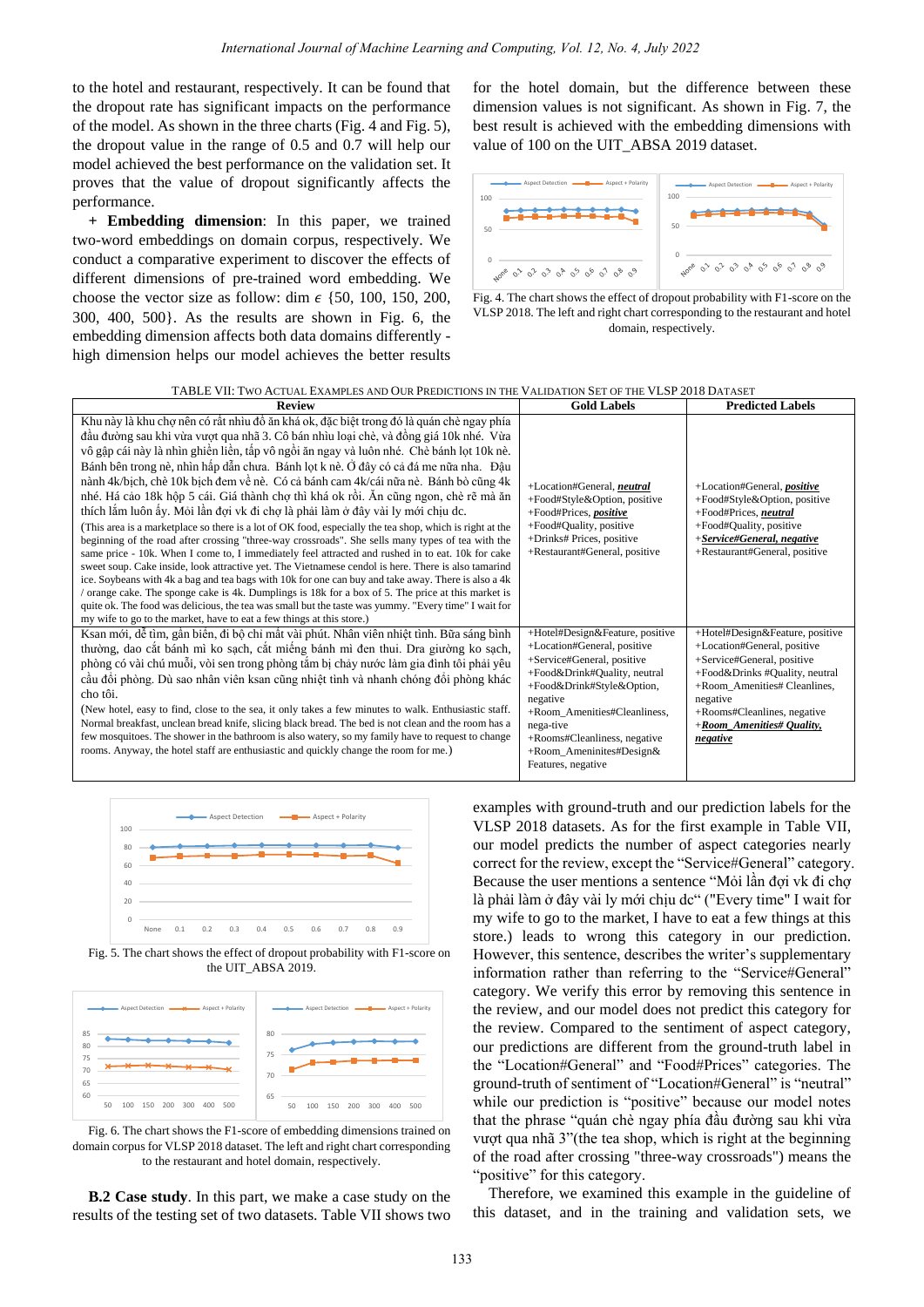to the hotel and restaurant, respectively. It can be found that the dropout rate has significant impacts on the performance of the model. As shown in the three charts (Fig. 4 and Fig. 5), the dropout value in the range of 0.5 and 0.7 will help our model achieved the best performance on the validation set. It proves that the value of dropout significantly affects the performance.

+ **Embedding dimension**: In this paper, we trained two-word embeddings on domain corpus, respectively. We conduct a comparative experiment to discover the effects of different dimensions of pre-trained word embedding. We choose the vector size as follow: dim $\epsilon$ {50, 100, 150, 200, 300, 400, 500}. As the results are shown in Fig. 6, the embedding dimension affects both data domains differently - high dimension helps our model achieves the better results for the hotel domain, but the difference between these dimension values is not significant. As shown in Fig. 7, the best result is achieved with the embedding dimensions with value of 100 on the UIT_ABSA 2019 dataset.

Fig. 4. The chart shows the effect of dropout probability with F1-score on the VLSP 2018. The left and right chart corresponding to the restaurant and hotel domain, respectively.

TABLE VII: TWO ACTUAL EXAMPLES AND OUR PREDICTIONS IN THE VALIDATION SET OF THE VLSP 2018 DATASET

| Review | Gold Labels | Predicted Labels |
|---|---|---|
| Khu này là khu chợ nên có rất nhiu đồ ăn khá ok, đặc biệt trong đó là quán chè ngay phía đầu đường sau khi vừa vượt qua nhã 3. Cô bán nhìu loại chè, và đồng giá 10k nhé. Vừa vô gập cái này là nhìn ghiền liền, tấp vô ngồi ăn ngay và luôn nhé. Chè bánh lọt 10k nè. Bánh bên trong nè, nhìn hấp dẫn chưa. Bánh lọt k nè. Ở đây có cả đá me nữa nha. Đậu nành 4k/bịch, chè 10k bịch đem về nè. Có cả bánh cam 4k/cái nữa nè. Bánh bò cũng 4k nhé. Há cảo 18k hộp 5 cái. Giá thành chợ thì khá ok rồi. Ăn cũng ngon, chè rẽ mà ăn thích lắm luôn ấy. Mỗi lần đợi vk đi chợ là phải làm ở đây vài ly mới chịu dc. (This area is a marketplace so there is a lot of OK food, especially the tea shop, which is right at the beginning of the road after crossing "three-way crossroads". She sells many types of tea with the same price - 10k. When I come to, I immediately feel attracted and rushed in to eat. 10k for cake sweet soup. Cake inside, look attractive yet. The Vietnamese cendol is here. There is also tamarind ice. Soybeans with 4k a bag and tea bags with 10k for one can buy and take away. There is also a 4k / orange cake. The sponge cake is 4k. Dumplings is 18k for a box of 5. The price at this market is quite ok. The food was delicious, the tea was small but the taste was yummy. "Every time" I wait for my wife to go to the market, have to eat a few things at this store.) | +Location#General, ***neutral***<br>+Food#Style&Option, positive<br>+Food#Prices, ***positive***<br>+Food#Quality, positive<br>+Drinks# Prices, positive<br>+Restaurant#General, positive | +Location#General, ***positive***<br>+Food#Style&Option, positive<br>+Food#Prices, ***neutral***<br>+Food#Quality, positive<br>+***Service#General, negative***<br>+Restaurant#General, positive |
| Ksan mới, dễ tìm, gần biển, đi bộ chỉ mất vài phút. Nhân viên nhiệt tình. Bữa sáng bình thường, dao cắt bánh mì ko sạch, cắt miếng bánh mì đen thui. Dra giường ko sạch, phòng có vài chú muỗi, vòi sen trong phòng tắm bị chảy nước làm gia đình tôi phải yêu cầu đổi phòng. Dù sao nhân viên ksan cũng nhiệt tình và nhanh chóng đổi phòng khác cho tôi. (New hotel, easy to find, close to the sea, it only takes a few minutes to walk. Enthusiastic staff. Normal breakfast, unclean bread knife, slicing black bread. The bed is not clean and the room has a few mosquitoes. The shower in the bathroom is also watery, so my family have to request to change rooms. Anyway, the hotel staff are enthusiastic and quickly change the room for me.) | +Hotel#Design&Feature, positive<br>+Location#General, positive<br>+Service#General, positive<br>+Food&Drink#Quality, neutral<br>+Food&Drink#Style&Option, negative<br>+Room_Amenities#Cleanliness, nega-tive<br>+Rooms#Cleanliness, negative<br>+Room_Amenities#Design& Features, negative | +Hotel#Design&Feature, positive<br>+Location#General, positive<br>+Service#General, positive<br>+Food&Drinks #Quality, neutral<br>+Room_Amenities# Cleanlines, negative<br>+Rooms#Cleanlines, negative<br>+***Room_Amenities# Quality, negative*** |

Fig. 5. The chart shows the effect of dropout probability with F1-score on the UIT_ABSA 2019.

Fig. 6. The chart shows the F1-score of embedding dimensions trained on domain corpus for VLSP 2018 dataset. The left and right chart corresponding to the restaurant and hotel domain, respectively.

**B.2 Case study**. In this part, we make a case study on the results of the testing set of two datasets. Table VII shows two examples with ground-truth and our prediction labels for the VLSP 2018 datasets. As for the first example in Table VII, our model predicts the number of aspect categories nearly correct for the review, except the "Service#General" category. Because the user mentions a sentence "Mỗi lần đợi vk đi chợ là phải làm ở đây vài ly mới chịu dc" ("Every time" I wait for my wife to go to the market, I have to eat a few things at this store.) leads to wrong this category in our prediction. However, this sentence, describes the writer's supplementary information rather than referring to the "Service#General" category. We verify this error by removing this sentence in the review, and our model does not predict this category for the review. Compared to the sentiment of aspect category, our predictions are different from the ground-truth label in the "Location#General" and "Food#Prices" categories. The ground-truth of sentiment of "Location#General" is "neutral" while our prediction is "positive" because our model notes that the phrase "quán chè ngay phía đầu đường sau khi vừa vượt qua nhã 3"(the tea shop, which is right at the beginning of the road after crossing "three-way crossroads") means the "positive" for this category.

Therefore, we examined this example in the guideline of this dataset, and in the training and validation sets, we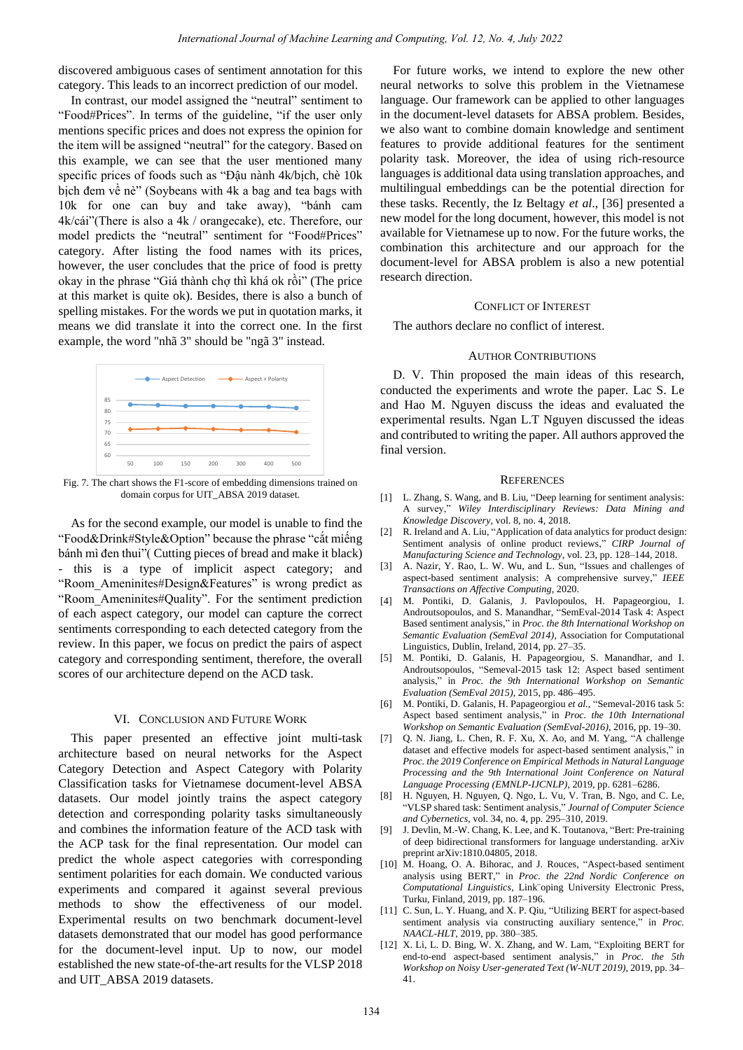discovered ambiguous cases of sentiment annotation for this category. This leads to an incorrect prediction of our model.

In contrast, our model assigned the "neutral" sentiment to "Food#Prices". In terms of the guideline, "if the user only mentions specific prices and does not express the opinion for the item will be assigned "neutral" for the category. Based on this example, we can see that the user mentioned many specific prices of foods such as "Đậu nành 4k/bịch, chè 10k bịch đem về nè" (Soybeans with 4k a bag and tea bags with 10k for one can buy and take away), "bánh cam 4k/cái"(There is also a 4k / orangecake), etc. Therefore, our model predicts the "neutral" sentiment for "Food#Prices" category. After listing the food names with its prices, however, the user concludes that the price of food is pretty okay in the phrase "Giá thành chợ thì khá ok rồi" (The price at this market is quite ok). Besides, there is also a bunch of spelling mistakes. For the words we put in quotation marks, it means we did translate it into the correct one. In the first example, the word "nhã 3" should be "ngã 3" instead.

Fig. 7. The chart shows the F1-score of embedding dimensions trained on domain corpus for UIT_ABSA 2019 dataset.

As for the second example, our model is unable to find the "Food&Drink#Style&Option" because the phrase "cắt miếng bánh mì đen thui"( Cutting pieces of bread and make it black) - this is a type of implicit aspect category; and "Room_Ameninites#Design&Features" is wrong predict as "Room_Ameninites#Quality". For the sentiment prediction of each aspect category, our model can capture the correct sentiments corresponding to each detected category from the review. In this paper, we focus on predict the pairs of aspect category and corresponding sentiment, therefore, the overall scores of our architecture depend on the ACD task.

## VI. Conclusion and Future Work

This paper presented an effective joint multi-task architecture based on neural networks for the Aspect Category Detection and Aspect Category with Polarity Classification tasks for Vietnamese document-level ABSA datasets. Our model jointly trains the aspect category detection and corresponding polarity tasks simultaneously and combines the information feature of the ACD task with the ACP task for the final representation. Our model can predict the whole aspect categories with corresponding sentiment polarities for each domain. We conducted various experiments and compared it against several previous methods to show the effectiveness of our model. Experimental results on two benchmark document-level datasets demonstrated that our model has good performance for the document-level input. Up to now, our model established the new state-of-the-art results for the VLSP 2018 and UIT_ABSA 2019 datasets.

For future works, we intend to explore the new other neural networks to solve this problem in the Vietnamese language. Our framework can be applied to other languages in the document-level datasets for ABSA problem. Besides, we also want to combine domain knowledge and sentiment features to provide additional features for the sentiment polarity task. Moreover, the idea of using rich-resource languages is additional data using translation approaches, and multilingual embeddings can be the potential direction for these tasks. Recently, the Iz Beltagy *et al.*, [36] presented a new model for the long document, however, this model is not available for Vietnamese up to now. For the future works, the combination this architecture and our approach for the document-level for ABSA problem is also a new potential research direction.

## Conflict of Interest

The authors declare no conflict of interest.

## Author Contributions

D. V. Thin proposed the main ideas of this research, conducted the experiments and wrote the paper. Lac S. Le and Hao M. Nguyen discuss the ideas and evaluated the experimental results. Ngan L.T Nguyen discussed the ideas and contributed to writing the paper. All authors approved the final version.

## References

[1] L. Zhang, S. Wang, and B. Liu, "Deep learning for sentiment analysis: A survey," *Wiley Interdisciplinary Reviews: Data Mining and Knowledge Discovery*, vol. 8, no. 4, 2018.

[2] R. Ireland and A. Liu, "Application of data analytics for product design: Sentiment analysis of online product reviews," *CIRP Journal of Manufacturing Science and Technology*, vol. 23, pp. 128–144, 2018.

[3] A. Nazir, Y. Rao, L. W. Wu, and L. Sun, "Issues and challenges of aspect-based sentiment analysis: A comprehensive survey," *IEEE Transactions on Affective Computing*, 2020.

[4] M. Pontiki, D. Galanis, J. Pavlopoulos, H. Papageorgiou, I. Androutsopoulos, and S. Manandhar, "SemEval-2014 Task 4: Aspect Based sentiment analysis," in *Proc. the 8th International Workshop on Semantic Evaluation (SemEval 2014)*, Association for Computational Linguistics, Dublin, Ireland, 2014, pp. 27–35.

[5] M. Pontiki, D. Galanis, H. Papageorgiou, S. Manandhar, and I. Androutsopoulos, "Semeval-2015 task 12: Aspect based sentiment analysis," in *Proc. the 9th International Workshop on Semantic Evaluation (SemEval 2015)*, 2015, pp. 486–495.

[6] M. Pontiki, D. Galanis, H. Papageorgiou *et al.*, "Semeval-2016 task 5: Aspect based sentiment analysis," in *Proc. the 10th International Workshop on Semantic Evaluation (SemEval-2016)*, 2016, pp. 19–30.

[7] Q. N. Jiang, L. Chen, R. F. Xu, X. Ao, and M. Yang, "A challenge dataset and effective models for aspect-based sentiment analysis," in *Proc. the 2019 Conference on Empirical Methods in Natural Language Processing and the 9th International Joint Conference on Natural Language Processing (EMNLP-IJCNLP)*, 2019, pp. 6281–6286.

[8] H. Nguyen, H. Nguyen, Q. Ngo, L. Vu, V. Tran, B. Ngo, and C. Le, "VLSP shared task: Sentiment analysis," *Journal of Computer Science and Cybernetics*, vol. 34, no. 4, pp. 295–310, 2019.

[9] J. Devlin, M.-W. Chang, K. Lee, and K. Toutanova, "Bert: Pre-training of deep bidirectional transformers for language understanding. arXiv preprint arXiv:1810.04805, 2018.

[10] M. Hoang, O. A. Bihorac, and J. Rouces, "Aspect-based sentiment analysis using BERT," in *Proc. the 22nd Nordic Conference on Computational Linguistics*, Link¨oping University Electronic Press, Turku, Finland, 2019, pp. 187–196.

[11] C. Sun, L. Y. Huang, and X. P. Qiu, "Utilizing BERT for aspect-based sentiment analysis via constructing auxiliary sentence," in *Proc. NAACL-HLT*, 2019, pp. 380–385.

[12] X. Li, L. D. Bing, W. X. Zhang, and W. Lam, "Exploiting BERT for end-to-end aspect-based sentiment analysis," in *Proc. the 5th Workshop on Noisy User-generated Text (W-NUT 2019)*, 2019, pp. 34–41.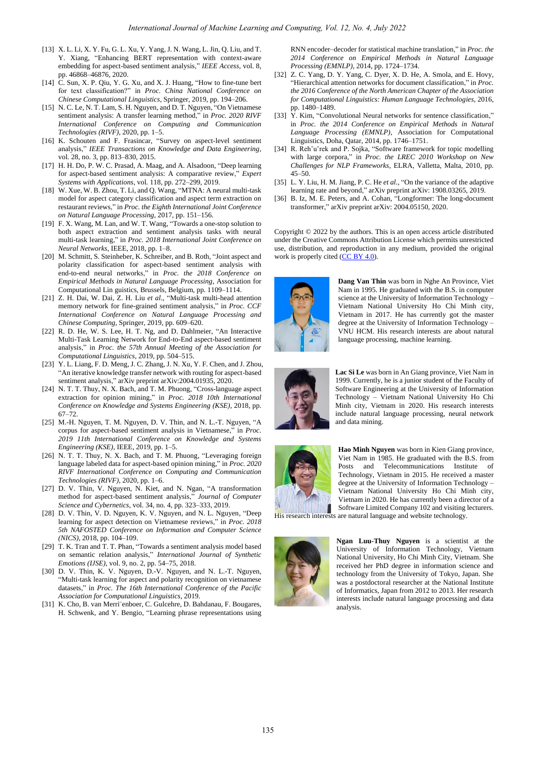[13] X. L. Li, X. Y. Fu, G. L. Xu, Y. Yang, J. N. Wang, L. Jin, Q. Liu, and T. Y. Xiang, "Enhancing BERT representation with context-aware embedding for aspect-based sentiment analysis," *IEEE Access*, vol. 8, pp. 46868–46876, 2020.

[14] C. Sun, X. P. Qiu, Y. G. Xu, and X. J. Huang, "How to fine-tune bert for text classification?" in *Proc. China National Conference on Chinese Computational Linguistics*, Springer, 2019, pp. 194–206.

[15] N. C. Le, N. T. Lam, S. H. Nguyen, and D. T. Nguyen, "On Vietnamese sentiment analysis: A transfer learning method," in *Proc. 2020 RIVF International Conference on Computing and Communication Technologies (RIVF)*, 2020, pp. 1–5.

[16] K. Schouten and F. Frasincar, "Survey on aspect-level sentiment analysis," *IEEE Transactions on Knowledge and Data Engineering*, vol. 28, no. 3, pp. 813–830, 2015.

[17] H. H. Do, P. W. C. Prasad, A. Maag, and A. Alsadoon, "Deep learning for aspect-based sentiment analysis: A comparative review," *Expert Systems with Applications*, vol. 118, pp. 272–299, 2019.

[18] W. Xue, W. B. Zhou, T. Li, and Q. Wang, "MTNA: A neural multi-task model for aspect category classification and aspect term extraction on restaurant reviews," in *Proc. the Eighth International Joint Conference on Natural Language Processing*, 2017, pp. 151–156.

[19] F. X. Wang, M. Lan, and W. T. Wang, "Towards a one-stop solution to both aspect extraction and sentiment analysis tasks with neural multi-task learning," in *Proc. 2018 International Joint Conference on Neural Networks*, IEEE, 2018, pp. 1–8.

[20] M. Schmitt, S. Steinheber, K. Schreiber, and B. Roth, "Joint aspect and polarity classification for aspect-based sentiment analysis with end-to-end neural networks," in *Proc. the 2018 Conference on Empirical Methods in Natural Language Processing*, Association for Computational Lin guistics, Brussels, Belgium, pp. 1109–1114.

[21] Z. H. Dai, W. Dai, Z. H. Liu *et al*., "Multi-task multi-head attention memory network for fine-grained sentiment analysis," in *Proc. CCF International Conference on Natural Language Processing and Chinese Computing*, Springer, 2019, pp. 609–620.

[22] R. D. He, W. S. Lee, H. T. Ng, and D. Dahlmeier, "An Interactive Multi-Task Learning Network for End-to-End aspect-based sentiment analysis," in *Proc. the 57th Annual Meeting of the Association for Computational Linguistics*, 2019, pp. 504–515.

[23] Y. L. Liang, F. D. Meng, J. C. Zhang, J. N. Xu, Y. F. Chen, and J. Zhou, "An iterative knowledge transfer network with routing for aspect-based sentiment analysis," arXiv preprint arXiv:2004.01935, 2020.

[24] N. T. T. Thuy, N. X. Bach, and T. M. Phuong, "Cross-language aspect extraction for opinion mining," in *Proc. 2018 10th International Conference on Knowledge and Systems Engineering (KSE)*, 2018, pp. 67–72.

[25] M.-H. Nguyen, T. M. Nguyen, D. V. Thin, and N. L.-T. Nguyen, "A corpus for aspect-based sentiment analysis in Vietnamese," in *Proc. 2019 11th International Conference on Knowledge and Systems Engineering (KSE)*, IEEE, 2019, pp. 1–5.

[26] N. T. T. Thuy, N. X. Bach, and T. M. Phuong, "Leveraging foreign language labeled data for aspect-based opinion mining," in *Proc. 2020 RIVF International Conference on Computing and Communication Technologies (RIVF)*, 2020, pp. 1–6.

[27] D. V. Thin, V. Nguyen, N. Kiet, and N. Ngan, "A transformation method for aspect-based sentiment analysis," *Journal of Computer Science and Cybernetics*, vol. 34, no. 4, pp. 323–333, 2019.

[28] D. V. Thin, V. D. Nguyen, K. V. Nguyen, and N. L. Nguyen, "Deep learning for aspect detection on Vietnamese reviews," in *Proc. 2018 5th NAFOSTED Conference on Information and Computer Science (NICS)*, 2018, pp. 104–109.

[29] T. K. Tran and T. T. Phan, "Towards a sentiment analysis model based on semantic relation analysis," *International Journal of Synthetic Emotions (IJSE)*, vol. 9, no. 2, pp. 54–75, 2018.

[30] D. V. Thin, K. V. Nguyen, D.-V. Nguyen, and N. L.-T. Nguyen, "Multi-task learning for aspect and polarity recognition on vietnamese datasets," in *Proc. The 16th International Conference of the Pacific Association for Computational Linguistics*, 2019.

[31] K. Cho, B. van Merri¨enboer, C. Gulcehre, D. Bahdanau, F. Bougares, H. Schwenk, and Y. Bengio, "Learning phrase representations using RNN encoder–decoder for statistical machine translation," in *Proc. the 2014 Conference on Empirical Methods in Natural Language Processing (EMNLP)*, 2014, pp. 1724–1734.

[32] Z. C. Yang, D. Y. Yang, C. Dyer, X. D. He, A. Smola, and E. Hovy, "Hierarchical attention networks for document classification," in *Proc. the 2016 Conference of the North American Chapter of the Association for Computational Linguistics: Human Language Technologies*, 2016, pp. 1480–1489.

[33] Y. Kim, "Convolutional Neural networks for sentence classification," in *Proc. the 2014 Conference on Empirical Methods in Natural Language Processing (EMNLP)*, Association for Computational Linguistics, Doha, Qatar, 2014, pp. 1746–1751.

[34] R. Reh˚u˚rek and P. Sojka, "Software framework for topic modelling with large corpora," in *Proc. the LREC 2010 Workshop on New Challenges for NLP Frameworks*, ELRA, Valletta, Malta, 2010, pp. 45–50.

[35] L. Y. Liu, H. M. Jiang, P. C. He *et al*., "On the variance of the adaptive learning rate and beyond," arXiv preprint arXiv: 1908.03265, 2019.

[36] B. Iz, M. E. Peters, and A. Cohan, "Longformer: The long-document transformer," arXiv preprint arXiv: 2004.05150, 2020.

Copyright © 2022 by the authors. This is an open access article distributed under the Creative Commons Attribution License which permits unrestricted use, distribution, and reproduction in any medium, provided the original work is properly cited (CC BY 4.0).

**Dang Van Thin** was born in Nghe An Province, Viet Nam in 1995. He graduated with the B.S. in computer science at the University of Information Technology – Vietnam National University Ho Chi Minh city, Vietnam in 2017. He has currently got the master degree at the University of Information Technology – VNU HCM. His research interests are about natural language processing, machine learning.

**Lac Si Le** was born in An Giang province, Viet Nam in 1999. Currently, he is a junior student of the Faculty of Software Engineering at the University of Information Technology – Vietnam National University Ho Chi Minh city, Vietnam in 2020. His research interests include natural language processing, neural network and data mining.

**Hao Minh Nguyen** was born in Kien Giang province, Viet Nam in 1985. He graduated with the B.S. from Posts and Telecommunications Institute of Technology, Vietnam in 2015. He received a master degree at the University of Information Technology – Vietnam National University Ho Chi Minh city, Vietnam in 2020. He has currently been a director of a Software Limited Company 102 and visiting lecturers. His research interests are natural language and website technology.

**Ngan Luu-Thuy Nguyen** is a scientist at the University of Information Technology, Vietnam National University, Ho Chi Minh City, Vietnam. She received her PhD degree in information science and technology from the University of Tokyo, Japan. She was a postdoctoral researcher at the National Institute of Informatics, Japan from 2012 to 2013. Her research interests include natural language processing and data analysis.